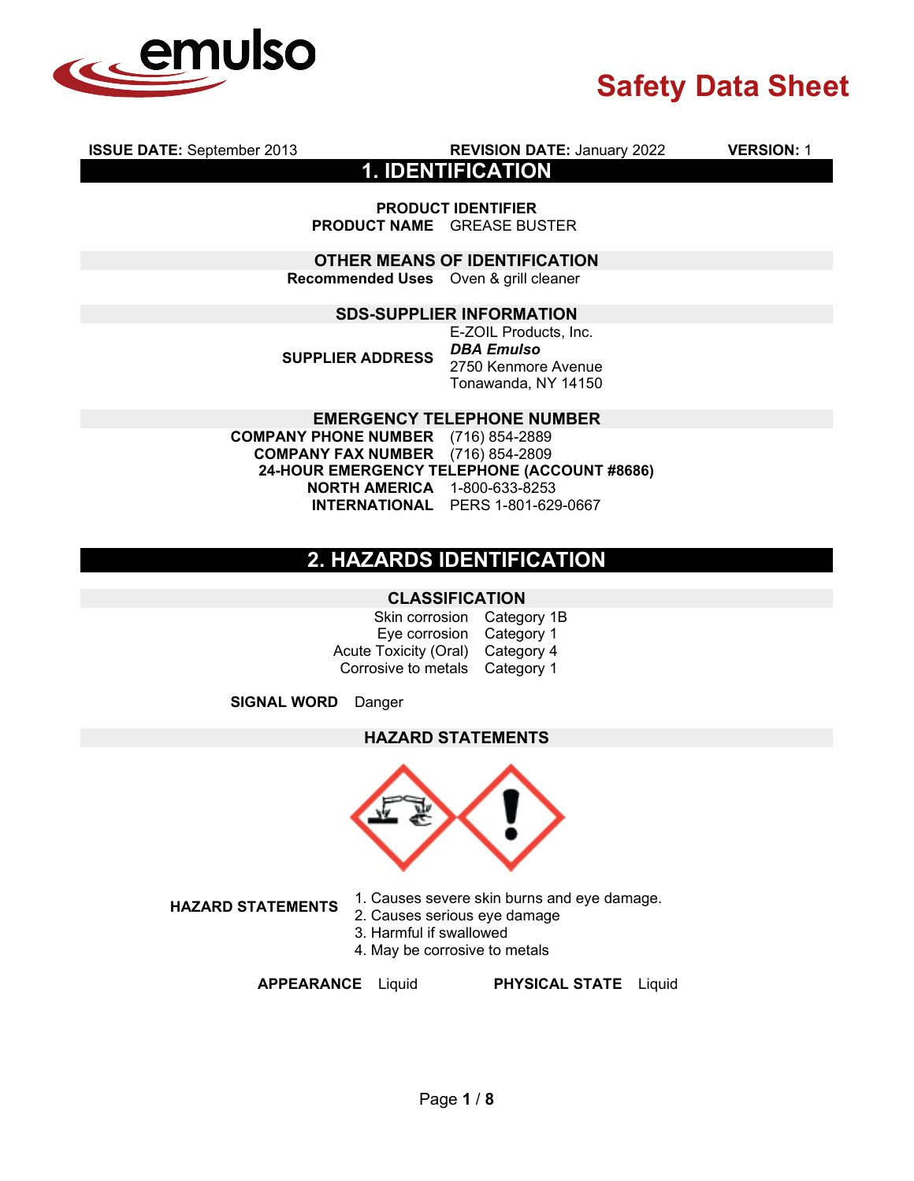# Safety Data Sheet

**ISSUE DATE:** September 2013 **REVISION DATE:** January 2022 **VERSION:** 1

## 1. IDENTIFICATION

### PRODUCT IDENTIFIER

**PRODUCT NAME** GREASE BUSTER

### OTHER MEANS OF IDENTIFICATION

**Recommended Uses** Oven & grill cleaner

### SDS-SUPPLIER INFORMATION

**SUPPLIER ADDRESS**
E-ZOIL Products, Inc.
***DBA Emulso***
2750 Kenmore Avenue
Tonawanda, NY 14150

### EMERGENCY TELEPHONE NUMBER

**COMPANY PHONE NUMBER** (716) 854-2889
**COMPANY FAX NUMBER** (716) 854-2809

**24-HOUR EMERGENCY TELEPHONE (ACCOUNT #8686)**

**NORTH AMERICA** 1-800-633-8253
**INTERNATIONAL** PERS 1-801-629-0667

## 2. HAZARDS IDENTIFICATION

### CLASSIFICATION

| Hazard | Category |
|---|---|
| Skin corrosion | Category 1B |
| Eye corrosion | Category 1 |
| Acute Toxicity (Oral) | Category 4 |
| Corrosive to metals | Category 1 |

**SIGNAL WORD** Danger

### HAZARD STATEMENTS

**HAZARD STATEMENTS**

1. Causes severe skin burns and eye damage.
2. Causes serious eye damage
3. Harmful if swallowed
4. May be corrosive to metals

**APPEARANCE** Liquid **PHYSICAL STATE** Liquid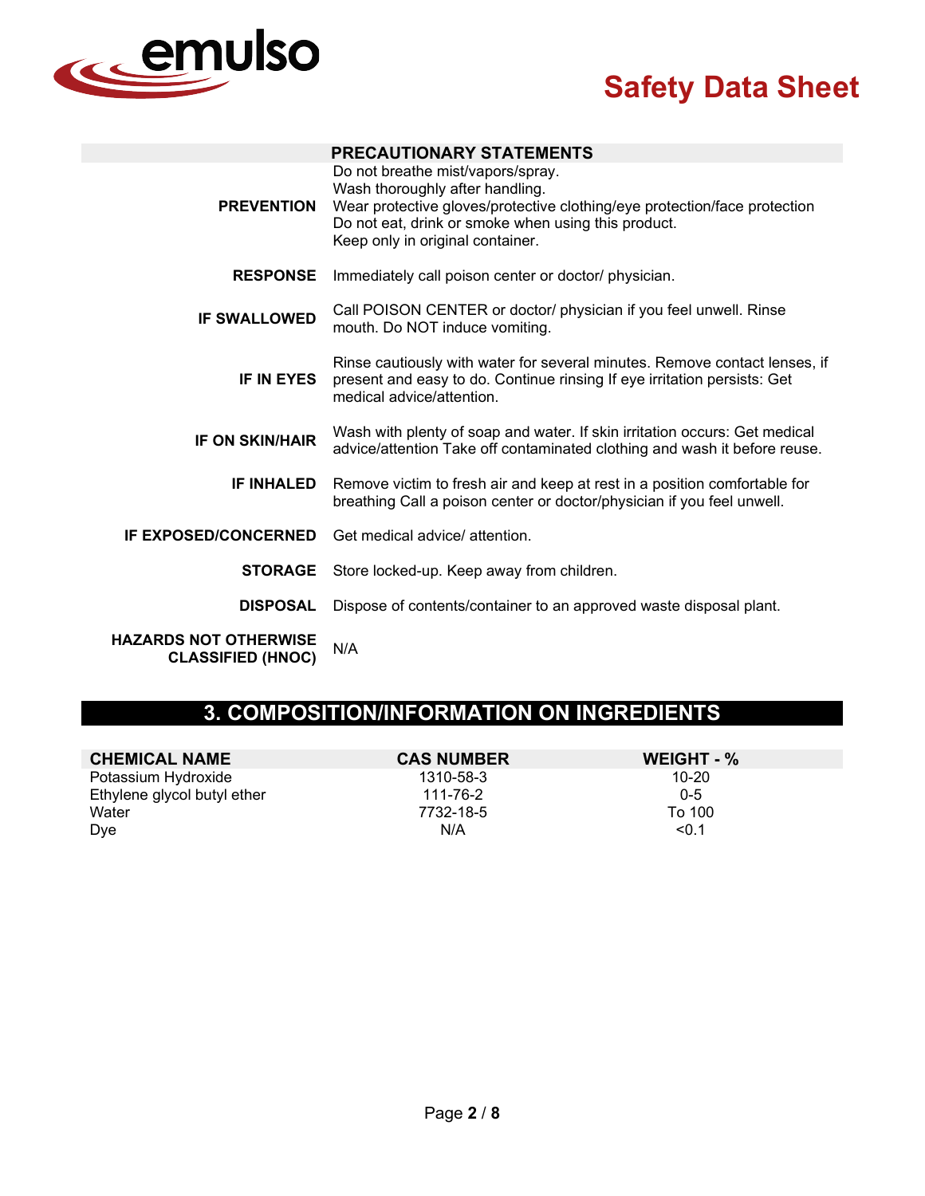| PRECAUTIONARY STATEMENTS | |
|---|---|
| **PREVENTION** | Do not breathe mist/vapors/spray.<br>Wash thoroughly after handling.<br>Wear protective gloves/protective clothing/eye protection/face protection<br>Do not eat, drink or smoke when using this product.<br>Keep only in original container. |
| **RESPONSE** | Immediately call poison center or doctor/ physician. |
| **IF SWALLOWED** | Call POISON CENTER or doctor/ physician if you feel unwell. Rinse mouth. Do NOT induce vomiting. |
| **IF IN EYES** | Rinse cautiously with water for several minutes. Remove contact lenses, if present and easy to do. Continue rinsing If eye irritation persists: Get medical advice/attention. |
| **IF ON SKIN/HAIR** | Wash with plenty of soap and water. If skin irritation occurs: Get medical advice/attention Take off contaminated clothing and wash it before reuse. |
| **IF INHALED** | Remove victim to fresh air and keep at rest in a position comfortable for breathing Call a poison center or doctor/physician if you feel unwell. |
| **IF EXPOSED/CONCERNED** | Get medical advice/ attention. |
| **STORAGE** | Store locked-up. Keep away from children. |
| **DISPOSAL** | Dispose of contents/container to an approved waste disposal plant. |
| **HAZARDS NOT OTHERWISE CLASSIFIED (HNOC)** | N/A |

## 3. COMPOSITION/INFORMATION ON INGREDIENTS

| CHEMICAL NAME | CAS NUMBER | WEIGHT - % |
|---|---|---|
| Potassium Hydroxide | 1310-58-3 | 10-20 |
| Ethylene glycol butyl ether | 111-76-2 | 0-5 |
| Water | 7732-18-5 | To 100 |
| Dye | N/A | <0.1 |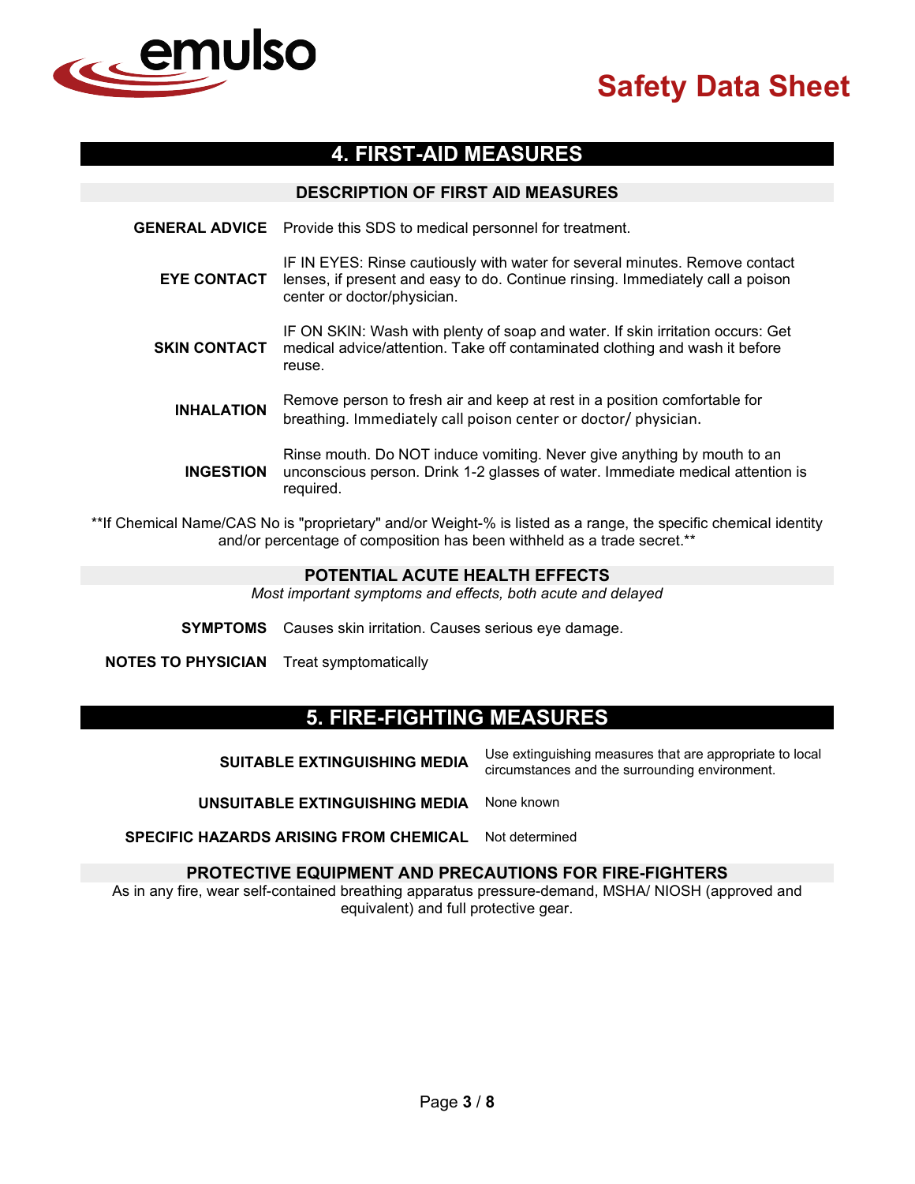## 4. FIRST-AID MEASURES

### DESCRIPTION OF FIRST AID MEASURES

**GENERAL ADVICE** Provide this SDS to medical personnel for treatment.

**EYE CONTACT** IF IN EYES: Rinse cautiously with water for several minutes. Remove contact lenses, if present and easy to do. Continue rinsing. Immediately call a poison center or doctor/physician.

**SKIN CONTACT** IF ON SKIN: Wash with plenty of soap and water. If skin irritation occurs: Get medical advice/attention. Take off contaminated clothing and wash it before reuse.

**INHALATION** Remove person to fresh air and keep at rest in a position comfortable for breathing. Immediately call poison center or doctor/ physician.

**INGESTION** Rinse mouth. Do NOT induce vomiting. Never give anything by mouth to an unconscious person. Drink 1-2 glasses of water. Immediate medical attention is required.

**If Chemical Name/CAS No is "proprietary" and/or Weight-% is listed as a range, the specific chemical identity and/or percentage of composition has been withheld as a trade secret.**

### POTENTIAL ACUTE HEALTH EFFECTS

*Most important symptoms and effects, both acute and delayed*

**SYMPTOMS** Causes skin irritation. Causes serious eye damage.

**NOTES TO PHYSICIAN** Treat symptomatically

## 5. FIRE-FIGHTING MEASURES

**SUITABLE EXTINGUISHING MEDIA** Use extinguishing measures that are appropriate to local circumstances and the surrounding environment.

**UNSUITABLE EXTINGUISHING MEDIA** None known

**SPECIFIC HAZARDS ARISING FROM CHEMICAL** Not determined

### PROTECTIVE EQUIPMENT AND PRECAUTIONS FOR FIRE-FIGHTERS

As in any fire, wear self-contained breathing apparatus pressure-demand, MSHA/ NIOSH (approved and equivalent) and full protective gear.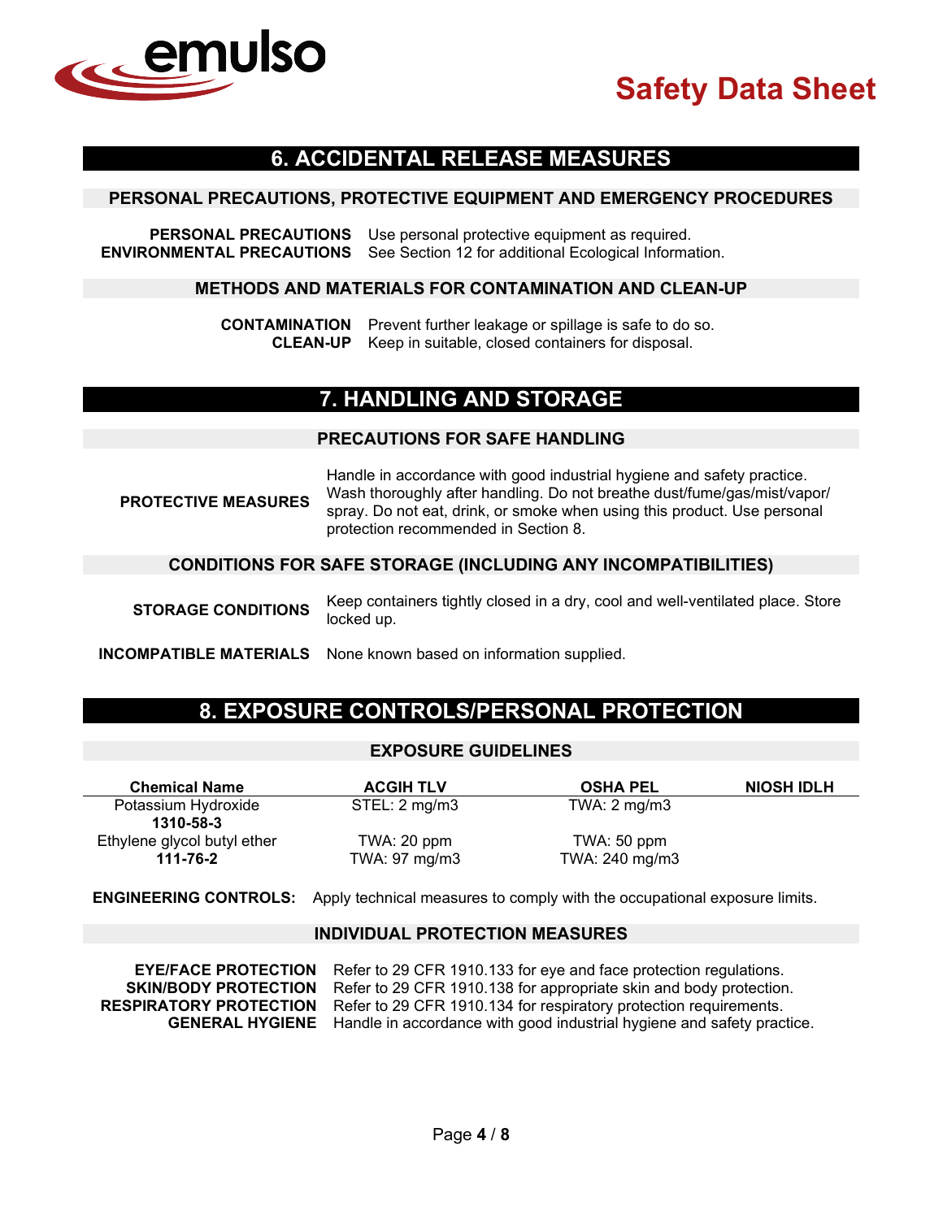## 6. ACCIDENTAL RELEASE MEASURES

### PERSONAL PRECAUTIONS, PROTECTIVE EQUIPMENT AND EMERGENCY PROCEDURES

**PERSONAL PRECAUTIONS** Use personal protective equipment as required.

**ENVIRONMENTAL PRECAUTIONS** See Section 12 for additional Ecological Information.

### METHODS AND MATERIALS FOR CONTAMINATION AND CLEAN-UP

**CONTAMINATION** Prevent further leakage or spillage is safe to do so.

**CLEAN-UP** Keep in suitable, closed containers for disposal.

## 7. HANDLING AND STORAGE

### PRECAUTIONS FOR SAFE HANDLING

**PROTECTIVE MEASURES** Handle in accordance with good industrial hygiene and safety practice. Wash thoroughly after handling. Do not breathe dust/fume/gas/mist/vapor/ spray. Do not eat, drink, or smoke when using this product. Use personal protection recommended in Section 8.

### CONDITIONS FOR SAFE STORAGE (INCLUDING ANY INCOMPATIBILITIES)

**STORAGE CONDITIONS** Keep containers tightly closed in a dry, cool and well-ventilated place. Store locked up.

**INCOMPATIBLE MATERIALS** None known based on information supplied.

## 8. EXPOSURE CONTROLS/PERSONAL PROTECTION

### EXPOSURE GUIDELINES

| Chemical Name | ACGIH TLV | OSHA PEL | NIOSH IDLH |
|---|---|---|---|
| Potassium Hydroxide **1310-58-3** | STEL: 2 mg/m3 | TWA: 2 mg/m3 | |
| Ethylene glycol butyl ether **111-76-2** | TWA: 20 ppm TWA: 97 mg/m3 | TWA: 50 ppm TWA: 240 mg/m3 | |

**ENGINEERING CONTROLS:** Apply technical measures to comply with the occupational exposure limits.

### INDIVIDUAL PROTECTION MEASURES

**EYE/FACE PROTECTION** Refer to 29 CFR 1910.133 for eye and face protection regulations.

**SKIN/BODY PROTECTION** Refer to 29 CFR 1910.138 for appropriate skin and body protection.

**RESPIRATORY PROTECTION** Refer to 29 CFR 1910.134 for respiratory protection requirements.

**GENERAL HYGIENE** Handle in accordance with good industrial hygiene and safety practice.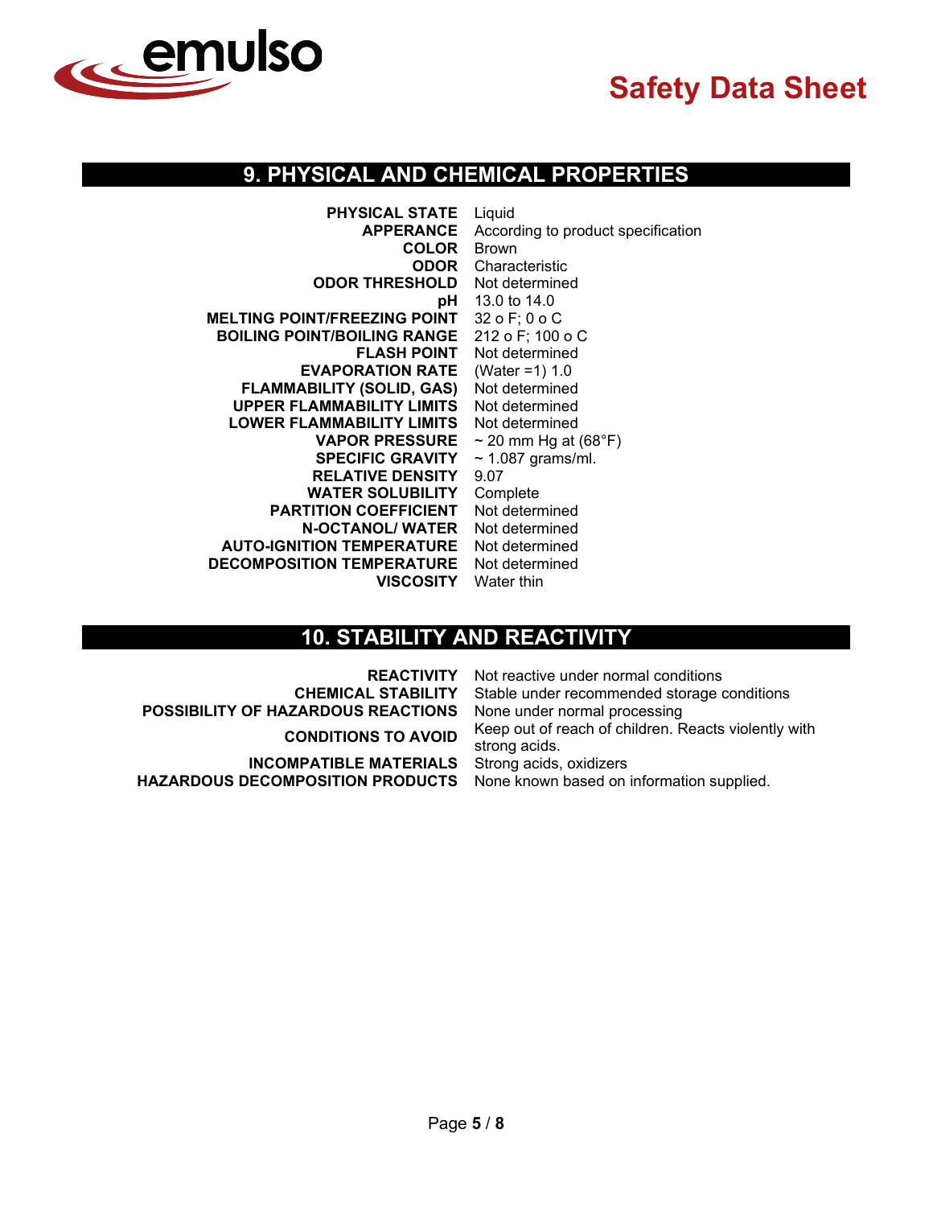## 9. PHYSICAL AND CHEMICAL PROPERTIES

| | |
|---|---|
| **PHYSICAL STATE** | Liquid |
| **APPERANCE** | According to product specification |
| **COLOR** | Brown |
| **ODOR** | Characteristic |
| **ODOR THRESHOLD** | Not determined |
| **pH** | 13.0 to 14.0 |
| **MELTING POINT/FREEZING POINT** | 32 o F; 0 o C |
| **BOILING POINT/BOILING RANGE** | 212 o F; 100 o C |
| **FLASH POINT** | Not determined |
| **EVAPORATION RATE** | (Water =1) 1.0 |
| **FLAMMABILITY (SOLID, GAS)** | Not determined |
| **UPPER FLAMMABILITY LIMITS** | Not determined |
| **LOWER FLAMMABILITY LIMITS** | Not determined |
| **VAPOR PRESSURE** | ~ 20 mm Hg at (68°F) |
| **SPECIFIC GRAVITY** | ~ 1.087 grams/ml. |
| **RELATIVE DENSITY** | 9.07 |
| **WATER SOLUBILITY** | Complete |
| **PARTITION COEFFICIENT** | Not determined |
| **N-OCTANOL/ WATER** | Not determined |
| **AUTO-IGNITION TEMPERATURE** | Not determined |
| **DECOMPOSITION TEMPERATURE** | Not determined |
| **VISCOSITY** | Water thin |

## 10. STABILITY AND REACTIVITY

| | |
|---|---|
| **REACTIVITY** | Not reactive under normal conditions |
| **CHEMICAL STABILITY** | Stable under recommended storage conditions |
| **POSSIBILITY OF HAZARDOUS REACTIONS** | None under normal processing |
| **CONDITIONS TO AVOID** | Keep out of reach of children. Reacts violently with strong acids. |
| **INCOMPATIBLE MATERIALS** | Strong acids, oxidizers |
| **HAZARDOUS DECOMPOSITION PRODUCTS** | None known based on information supplied. |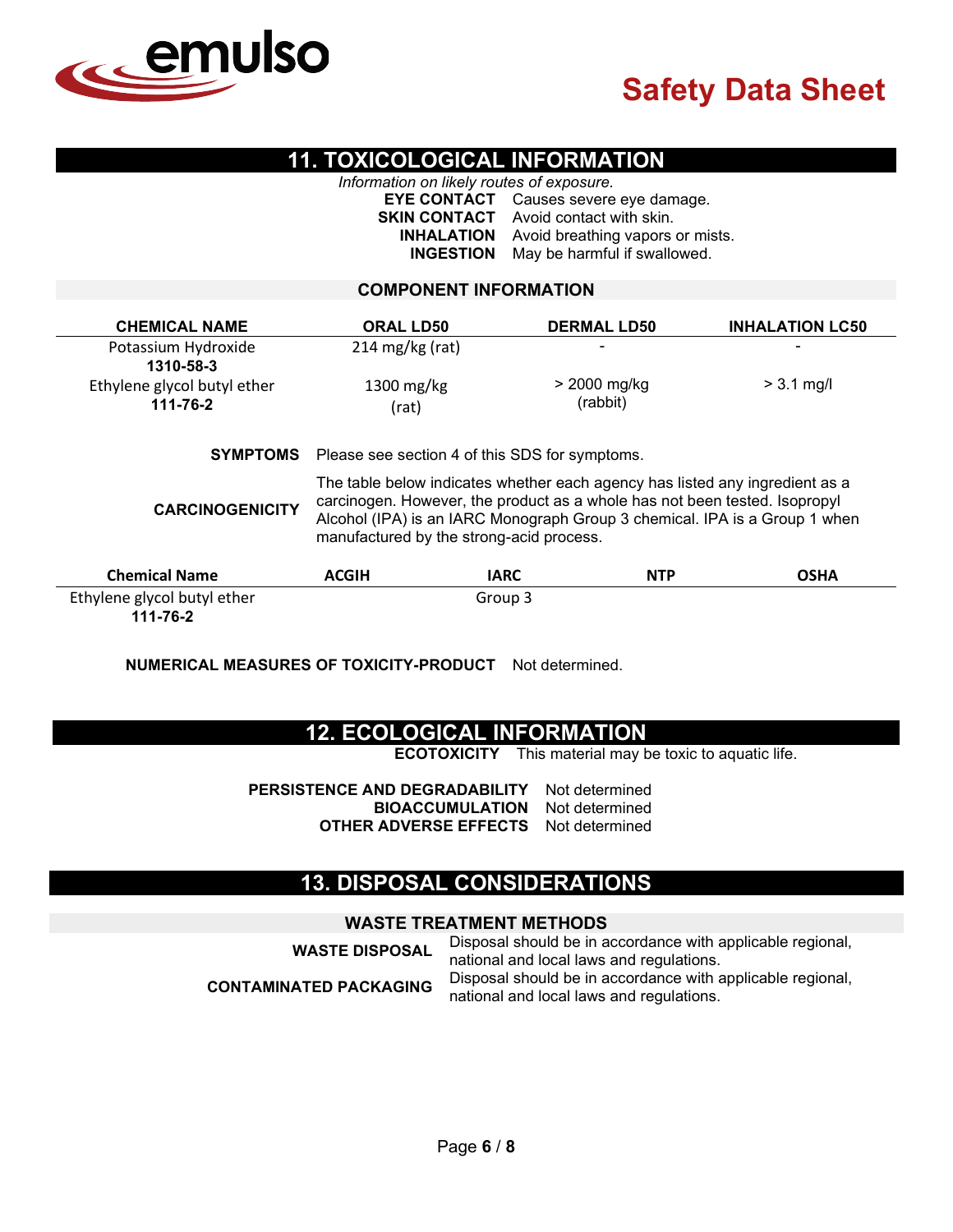## 11. TOXICOLOGICAL INFORMATION

*Information on likely routes of exposure.*

**EYE CONTACT** Causes severe eye damage.
**SKIN CONTACT** Avoid contact with skin.
**INHALATION** Avoid breathing vapors or mists.
**INGESTION** May be harmful if swallowed.

### COMPONENT INFORMATION

| CHEMICAL NAME | ORAL LD50 | DERMAL LD50 | INHALATION LC50 |
|---|---|---|---|
| Potassium Hydroxide **1310-58-3** | 214 mg/kg (rat) | - | - |
| Ethylene glycol butyl ether **111-76-2** | 1300 mg/kg (rat) | > 2000 mg/kg (rabbit) | > 3.1 mg/l |

**SYMPTOMS** Please see section 4 of this SDS for symptoms.

**CARCINOGENICITY** The table below indicates whether each agency has listed any ingredient as a carcinogen. However, the product as a whole has not been tested. Isopropyl Alcohol (IPA) is an IARC Monograph Group 3 chemical. IPA is a Group 1 when manufactured by the strong-acid process.

| Chemical Name | ACGIH | IARC | NTP | OSHA |
|---|---|---|---|---|
| Ethylene glycol butyl ether **111-76-2** | | Group 3 | | |

**NUMERICAL MEASURES OF TOXICITY-PRODUCT** Not determined.

## 12. ECOLOGICAL INFORMATION

**ECOTOXICITY** This material may be toxic to aquatic life.

**PERSISTENCE AND DEGRADABILITY** Not determined
**BIOACCUMULATION** Not determined
**OTHER ADVERSE EFFECTS** Not determined

## 13. DISPOSAL CONSIDERATIONS

### WASTE TREATMENT METHODS

**WASTE DISPOSAL** Disposal should be in accordance with applicable regional, national and local laws and regulations.

**CONTAMINATED PACKAGING** Disposal should be in accordance with applicable regional, national and local laws and regulations.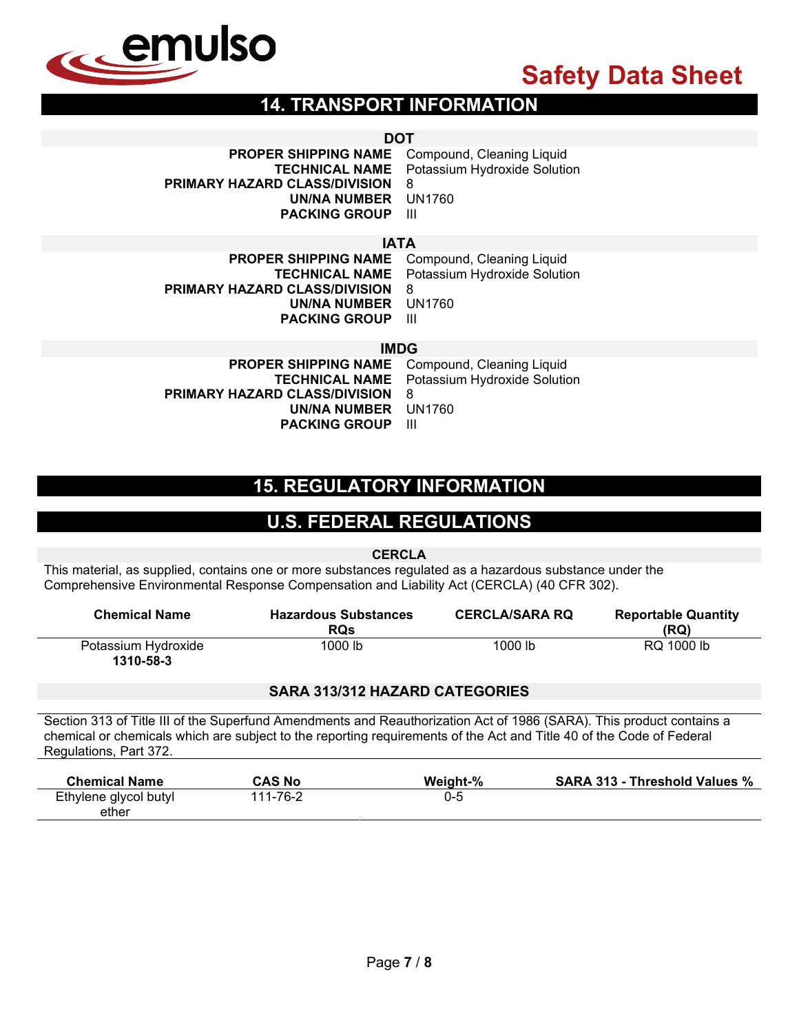## 14. TRANSPORT INFORMATION

### DOT

| | |
|---|---|
| **PROPER SHIPPING NAME** | Compound, Cleaning Liquid |
| **TECHNICAL NAME** | Potassium Hydroxide Solution |
| **PRIMARY HAZARD CLASS/DIVISION** | 8 |
| **UN/NA NUMBER** | UN1760 |
| **PACKING GROUP** | III |

### IATA

| | |
|---|---|
| **PROPER SHIPPING NAME** | Compound, Cleaning Liquid |
| **TECHNICAL NAME** | Potassium Hydroxide Solution |
| **PRIMARY HAZARD CLASS/DIVISION** | 8 |
| **UN/NA NUMBER** | UN1760 |
| **PACKING GROUP** | III |

### IMDG

| | |
|---|---|
| **PROPER SHIPPING NAME** | Compound, Cleaning Liquid |
| **TECHNICAL NAME** | Potassium Hydroxide Solution |
| **PRIMARY HAZARD CLASS/DIVISION** | 8 |
| **UN/NA NUMBER** | UN1760 |
| **PACKING GROUP** | III |

## 15. REGULATORY INFORMATION

## U.S. FEDERAL REGULATIONS

### CERCLA

This material, as supplied, contains one or more substances regulated as a hazardous substance under the Comprehensive Environmental Response Compensation and Liability Act (CERCLA) (40 CFR 302).

| Chemical Name | Hazardous Substances RQs | CERCLA/SARA RQ | Reportable Quantity (RQ) |
|---|---|---|---|
| Potassium Hydroxide **1310-58-3** | 1000 lb | 1000 lb | RQ 1000 lb |

### SARA 313/312 HAZARD CATEGORIES

Section 313 of Title III of the Superfund Amendments and Reauthorization Act of 1986 (SARA). This product contains a chemical or chemicals which are subject to the reporting requirements of the Act and Title 40 of the Code of Federal Regulations, Part 372.

| Chemical Name | CAS No | Weight-% | SARA 313 - Threshold Values % |
|---|---|---|---|
| Ethylene glycol butyl ether | 111-76-2 | 0-5 | |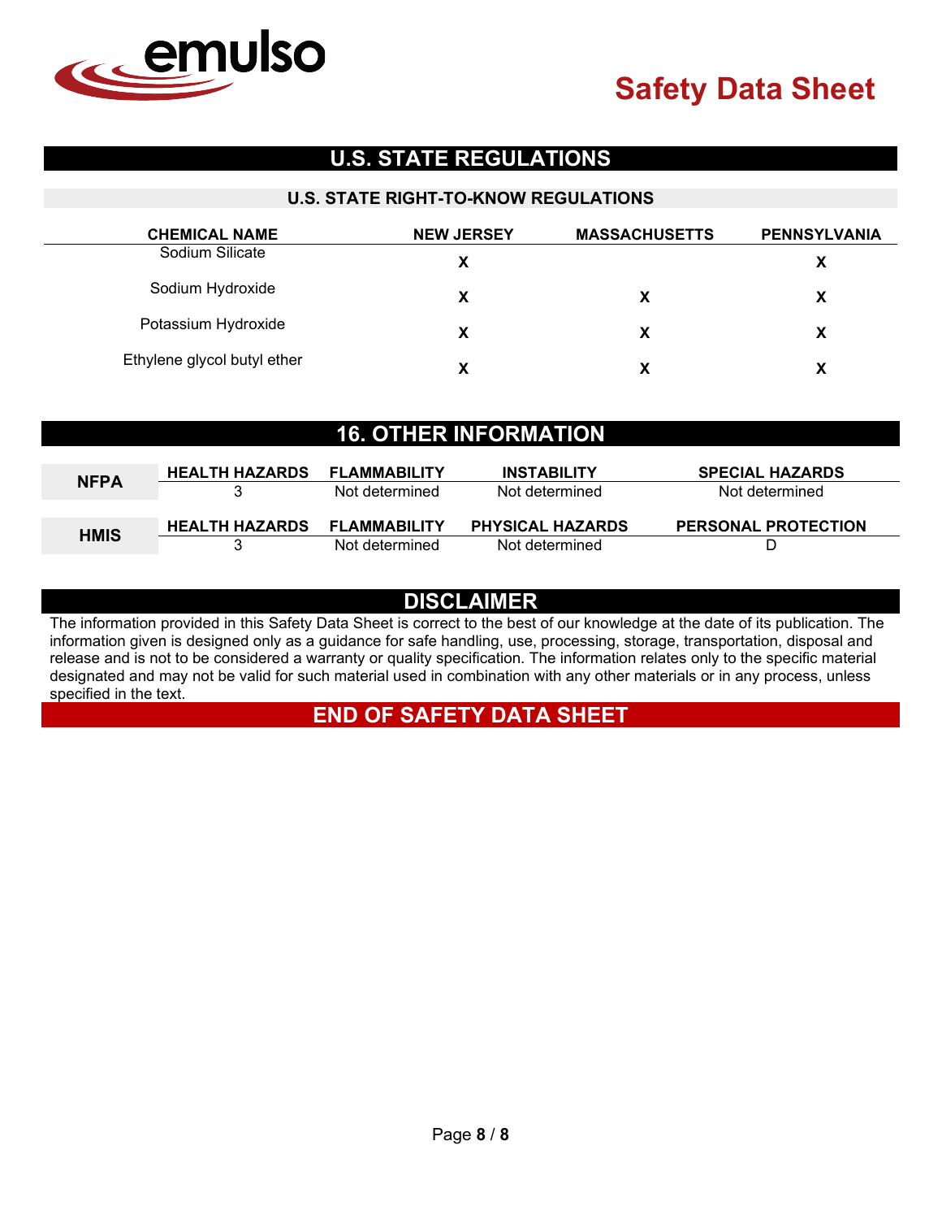## U.S. STATE REGULATIONS

### U.S. STATE RIGHT-TO-KNOW REGULATIONS

| CHEMICAL NAME | NEW JERSEY | MASSACHUSETTS | PENNSYLVANIA |
|---|---|---|---|
| Sodium Silicate | X | | X |
| Sodium Hydroxide | X | X | X |
| Potassium Hydroxide | X | X | X |
| Ethylene glycol butyl ether | X | X | X |

## 16. OTHER INFORMATION

| | HEALTH HAZARDS | FLAMMABILITY | INSTABILITY | SPECIAL HAZARDS |
|---|---|---|---|---|
| **NFPA** | 3 | Not determined | Not determined | Not determined |

| | HEALTH HAZARDS | FLAMMABILITY | PHYSICAL HAZARDS | PERSONAL PROTECTION |
|---|---|---|---|---|
| **HMIS** | 3 | Not determined | Not determined | D |

## DISCLAIMER

The information provided in this Safety Data Sheet is correct to the best of our knowledge at the date of its publication. The information given is designed only as a guidance for safe handling, use, processing, storage, transportation, disposal and release and is not to be considered a warranty or quality specification. The information relates only to the specific material designated and may not be valid for such material used in combination with any other materials or in any process, unless specified in the text.

## END OF SAFETY DATA SHEET